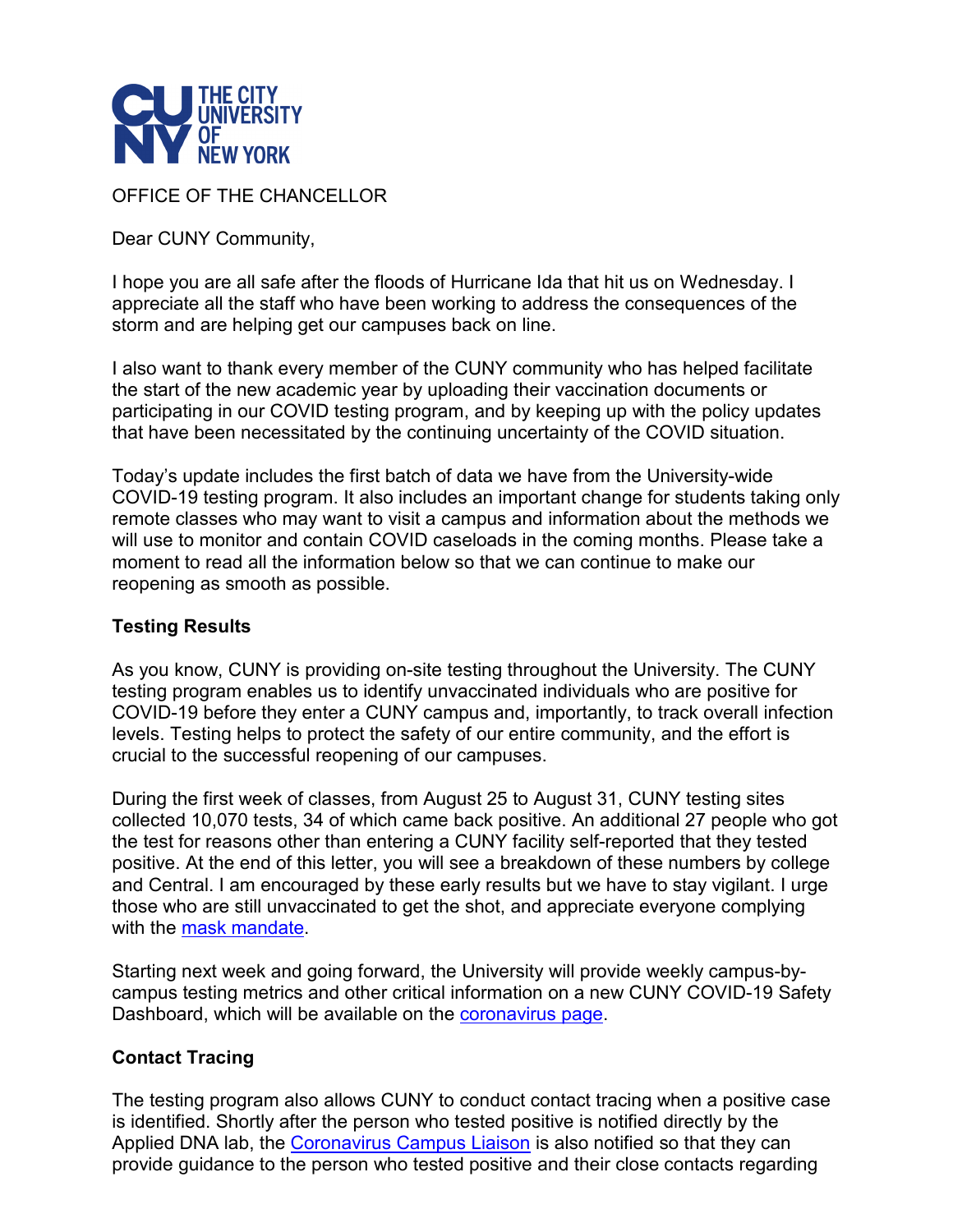THE CITY UNIVERSITY OF NEW YORK

OFFICE OF THE CHANCELLOR

Dear CUNY Community,

I hope you are all safe after the floods of Hurricane Ida that hit us on Wednesday. I appreciate all the staff who have been working to address the consequences of the storm and are helping get our campuses back on line.

I also want to thank every member of the CUNY community who has helped facilitate the start of the new academic year by uploading their vaccination documents or participating in our COVID testing program, and by keeping up with the policy updates that have been necessitated by the continuing uncertainty of the COVID situation.

Today's update includes the first batch of data we have from the University-wide COVID-19 testing program. It also includes an important change for students taking only remote classes who may want to visit a campus and information about the methods we will use to monitor and contain COVID caseloads in the coming months. Please take a moment to read all the information below so that we can continue to make our reopening as smooth as possible.

**Testing Results**

As you know, CUNY is providing on-site testing throughout the University. The CUNY testing program enables us to identify unvaccinated individuals who are positive for COVID-19 before they enter a CUNY campus and, importantly, to track overall infection levels. Testing helps to protect the safety of our entire community, and the effort is crucial to the successful reopening of our campuses.

During the first week of classes, from August 25 to August 31, CUNY testing sites collected 10,070 tests, 34 of which came back positive. An additional 27 people who got the test for reasons other than entering a CUNY facility self-reported that they tested positive. At the end of this letter, you will see a breakdown of these numbers by college and Central. I am encouraged by these early results but we have to stay vigilant. I urge those who are still unvaccinated to get the shot, and appreciate everyone complying with the mask mandate.

Starting next week and going forward, the University will provide weekly campus-by-campus testing metrics and other critical information on a new CUNY COVID-19 Safety Dashboard, which will be available on the coronavirus page.

**Contact Tracing**

The testing program also allows CUNY to conduct contact tracing when a positive case is identified. Shortly after the person who tested positive is notified directly by the Applied DNA lab, the Coronavirus Campus Liaison is also notified so that they can provide guidance to the person who tested positive and their close contacts regarding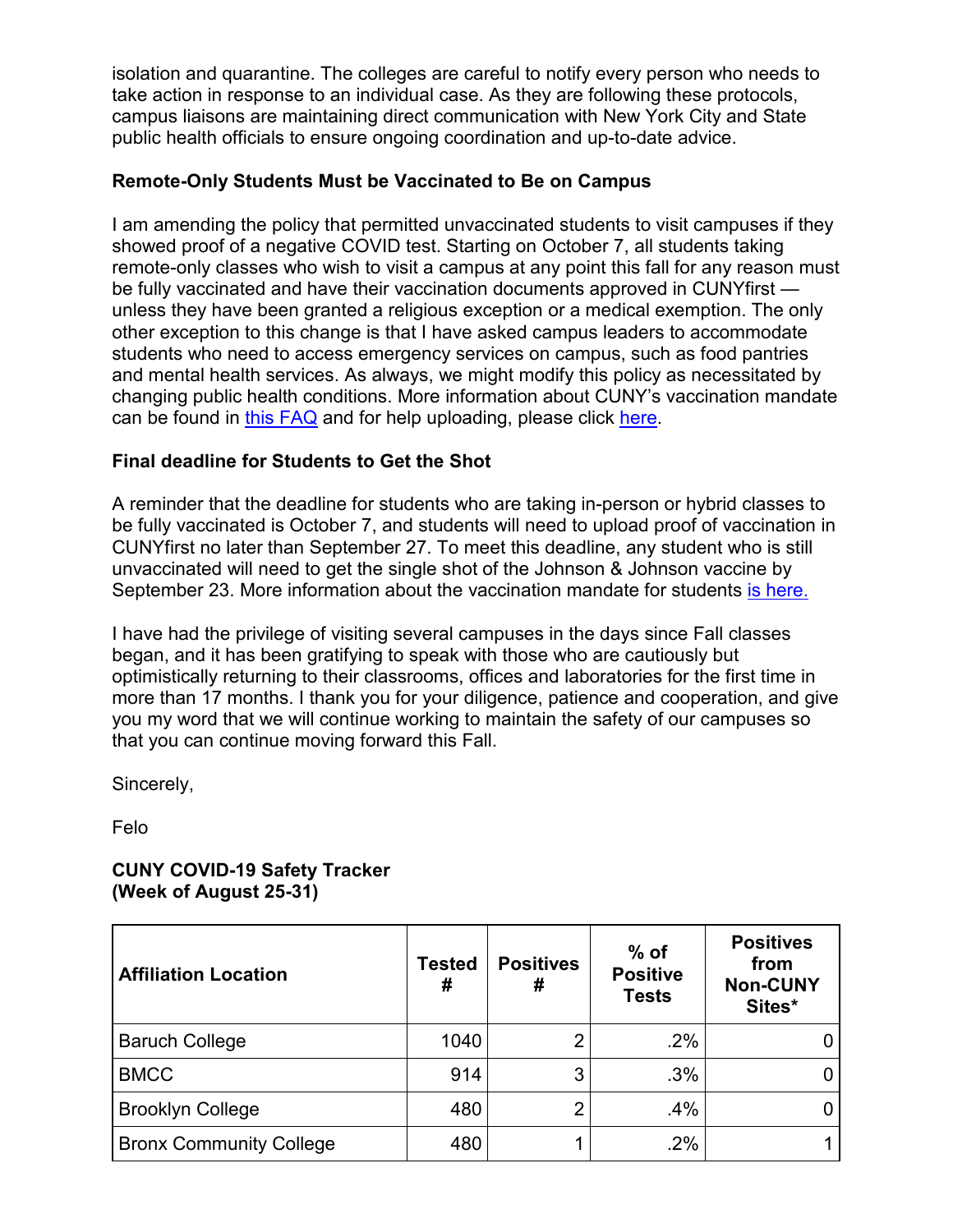isolation and quarantine. The colleges are careful to notify every person who needs to take action in response to an individual case. As they are following these protocols, campus liaisons are maintaining direct communication with New York City and State public health officials to ensure ongoing coordination and up-to-date advice.

**Remote-Only Students Must be Vaccinated to Be on Campus**

I am amending the policy that permitted unvaccinated students to visit campuses if they showed proof of a negative COVID test. Starting on October 7, all students taking remote-only classes who wish to visit a campus at any point this fall for any reason must be fully vaccinated and have their vaccination documents approved in CUNYfirst — unless they have been granted a religious exception or a medical exemption. The only other exception to this change is that I have asked campus leaders to accommodate students who need to access emergency services on campus, such as food pantries and mental health services. As always, we might modify this policy as necessitated by changing public health conditions. More information about CUNY's vaccination mandate can be found in this FAQ and for help uploading, please click here.

**Final deadline for Students to Get the Shot**

A reminder that the deadline for students who are taking in-person or hybrid classes to be fully vaccinated is October 7, and students will need to upload proof of vaccination in CUNYfirst no later than September 27. To meet this deadline, any student who is still unvaccinated will need to get the single shot of the Johnson & Johnson vaccine by September 23. More information about the vaccination mandate for students is here.

I have had the privilege of visiting several campuses in the days since Fall classes began, and it has been gratifying to speak with those who are cautiously but optimistically returning to their classrooms, offices and laboratories for the first time in more than 17 months. I thank you for your diligence, patience and cooperation, and give you my word that we will continue working to maintain the safety of our campuses so that you can continue moving forward this Fall.

Sincerely,

Felo

**CUNY COVID-19 Safety Tracker**
**(Week of August 25-31)**

| Affiliation Location | Tested # | Positives # | % of Positive Tests | Positives from Non-CUNY Sites* |
|---|---|---|---|---|
| Baruch College | 1040 | 2 | .2% | 0 |
| BMCC | 914 | 3 | .3% | 0 |
| Brooklyn College | 480 | 2 | .4% | 0 |
| Bronx Community College | 480 | 1 | .2% | 1 |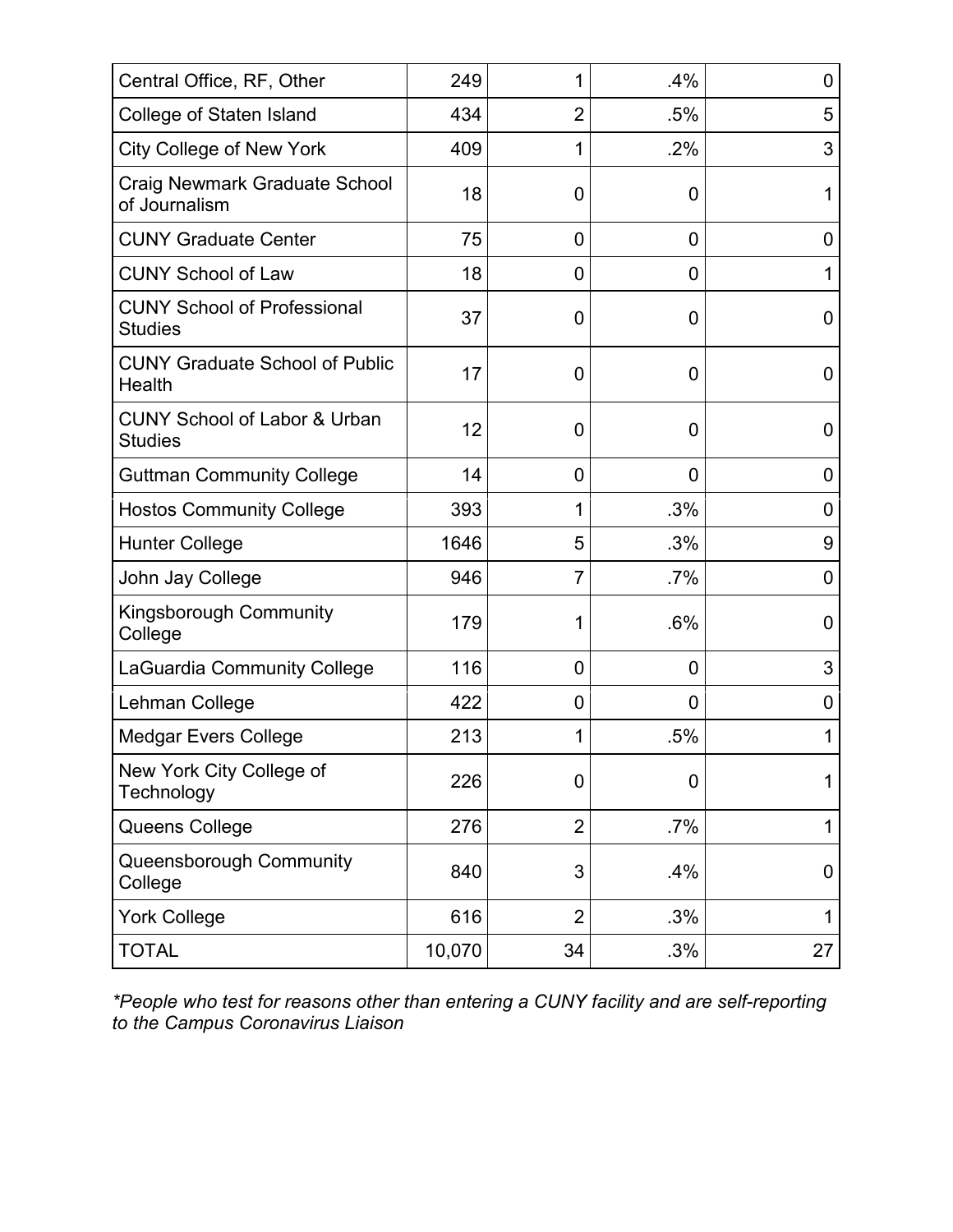| | | | | |
|---|---|---|---|---|
| Central Office, RF, Other | 249 | 1 | .4% | 0 |
| College of Staten Island | 434 | 2 | .5% | 5 |
| City College of New York | 409 | 1 | .2% | 3 |
| Craig Newmark Graduate School of Journalism | 18 | 0 | 0 | 1 |
| CUNY Graduate Center | 75 | 0 | 0 | 0 |
| CUNY School of Law | 18 | 0 | 0 | 1 |
| CUNY School of Professional Studies | 37 | 0 | 0 | 0 |
| CUNY Graduate School of Public Health | 17 | 0 | 0 | 0 |
| CUNY School of Labor & Urban Studies | 12 | 0 | 0 | 0 |
| Guttman Community College | 14 | 0 | 0 | 0 |
| Hostos Community College | 393 | 1 | .3% | 0 |
| Hunter College | 1646 | 5 | .3% | 9 |
| John Jay College | 946 | 7 | .7% | 0 |
| Kingsborough Community College | 179 | 1 | .6% | 0 |
| LaGuardia Community College | 116 | 0 | 0 | 3 |
| Lehman College | 422 | 0 | 0 | 0 |
| Medgar Evers College | 213 | 1 | .5% | 1 |
| New York City College of Technology | 226 | 0 | 0 | 1 |
| Queens College | 276 | 2 | .7% | 1 |
| Queensborough Community College | 840 | 3 | .4% | 0 |
| York College | 616 | 2 | .3% | 1 |
| TOTAL | 10,070 | 34 | .3% | 27 |

*\*People who test for reasons other than entering a CUNY facility and are self-reporting to the Campus Coronavirus Liaison*